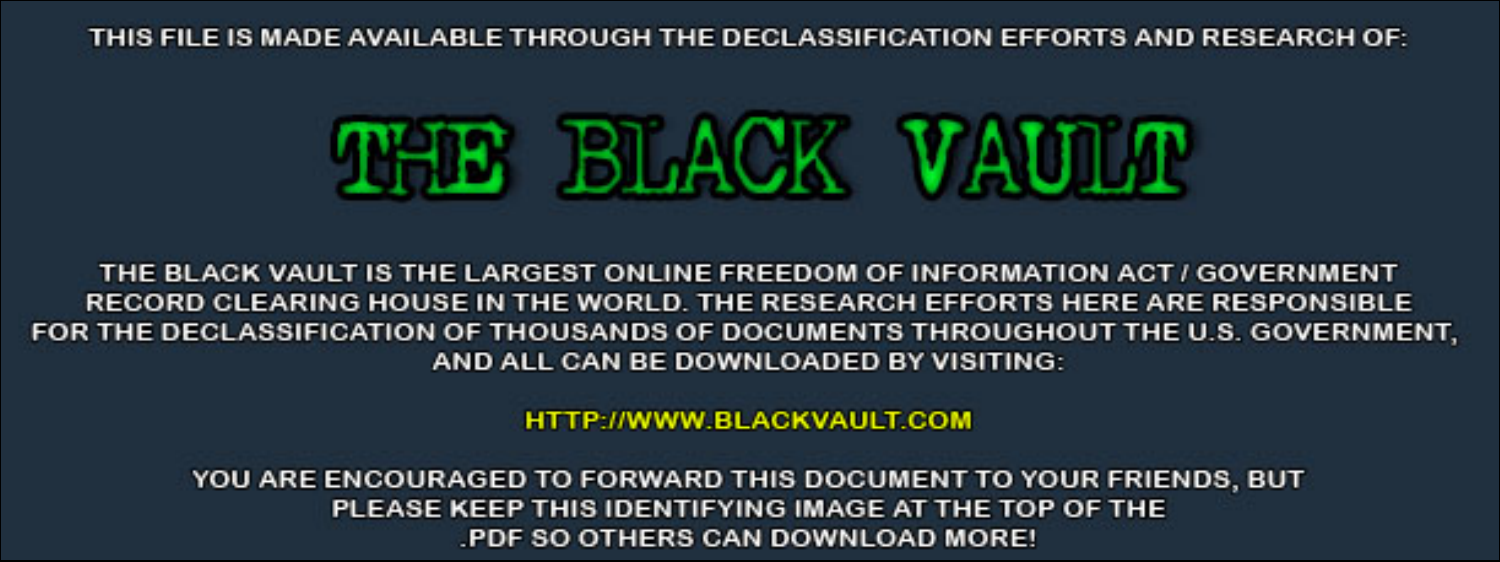THIS FILE IS MADE AVAILABLE THROUGH THE DECLASSIFICATION EFFORTS AND RESEARCH OF:

# THE BLACK VAULT

THE BLACK VAULT IS THE LARGEST ONLINE FREEDOM OF INFORMATION ACT / GOVERNMENT RECORD CLEARING HOUSE IN THE WORLD. THE RESEARCH EFFORTS HERE ARE RESPONSIBLE FOR THE DECLASSIFICATION OF THOUSANDS OF DOCUMENTS THROUGHOUT THE U.S. GOVERNMENT, AND ALL CAN BE DOWNLOADED BY VISITING:

HTTP://WWW.BLACKVAULT.COM

YOU ARE ENCOURAGED TO FORWARD THIS DOCUMENT TO YOUR FRIENDS, BUT PLEASE KEEP THIS IDENTIFYING IMAGE AT THE TOP OF THE .PDF SO OTHERS CAN DOWNLOAD MORE!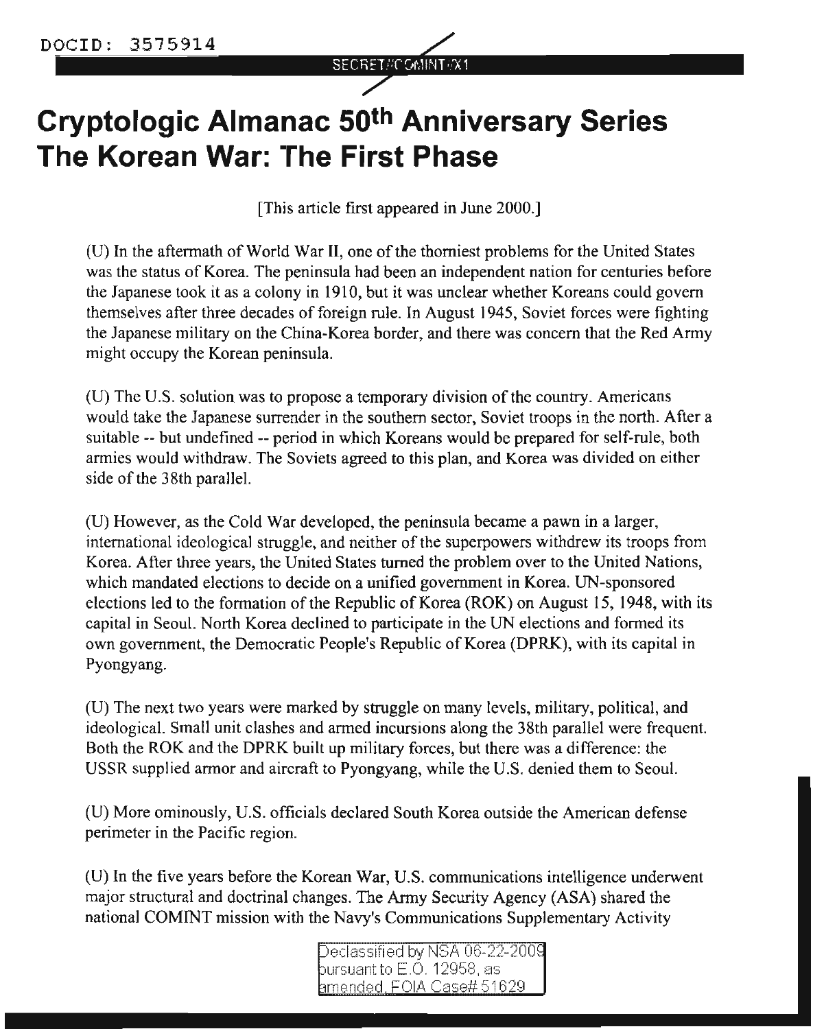# Cryptologic Almanac 50th Anniversary Series The Korean War: The First Phase

[This article first appeared in June 2000.]

(U) In the aftermath of World War II, one of the thorniest problems for the United States was the status of Korea. The peninsula had been an independent nation for centuries before the Japanese took it as a colony in 1910, but it was unclear whether Koreans could govern themselves after three decades of foreign rule. In August 1945, Soviet forces were fighting the Japanese military on the China-Korea border, and there was concern that the Red Army might occupy the Korean peninsula.

(U) The U.S. solution was to propose a temporary division of the country. Americans would take the Japanese surrender in the southern sector, Soviet troops in the north. After a suitable -- but undefined -- period in which Koreans would be prepared for self-rule, both armies would withdraw. The Soviets agreed to this plan, and Korea was divided on either side of the 38th parallel.

(U) However, as the Cold War developed, the peninsula became a pawn in a larger, international ideological struggle, and neither of the superpowers withdrew its troops from Korea. After three years, the United States turned the problem over to the United Nations, which mandated elections to decide on a unified government in Korea. UN-sponsored elections led to the formation of the Republic of Korea (ROK) on August 15, 1948, with its capital in Seoul. North Korea declined to participate in the UN elections and formed its own government, the Democratic People's Republic of Korea (DPRK), with its capital in Pyongyang.

(U) The next two years were marked by struggle on many levels, military, political, and ideological. Small unit clashes and armed incursions along the 38th parallel were frequent. Both the ROK and the DPRK built up military forces, but there was a difference: the USSR supplied armor and aircraft to Pyongyang, while the U.S. denied them to Seoul.

(U) More ominously, U.S. officials declared South Korea outside the American defense perimeter in the Pacific region.

(U) In the five years before the Korean War, U.S. communications intelligence underwent major structural and doctrinal changes. The Army Security Agency (ASA) shared the national COMINT mission with the Navy's Communications Supplementary Activity

Declassified by NSA 06-22-2009 pursuant to E.O. 12958, as amended, FOIA Case# 51629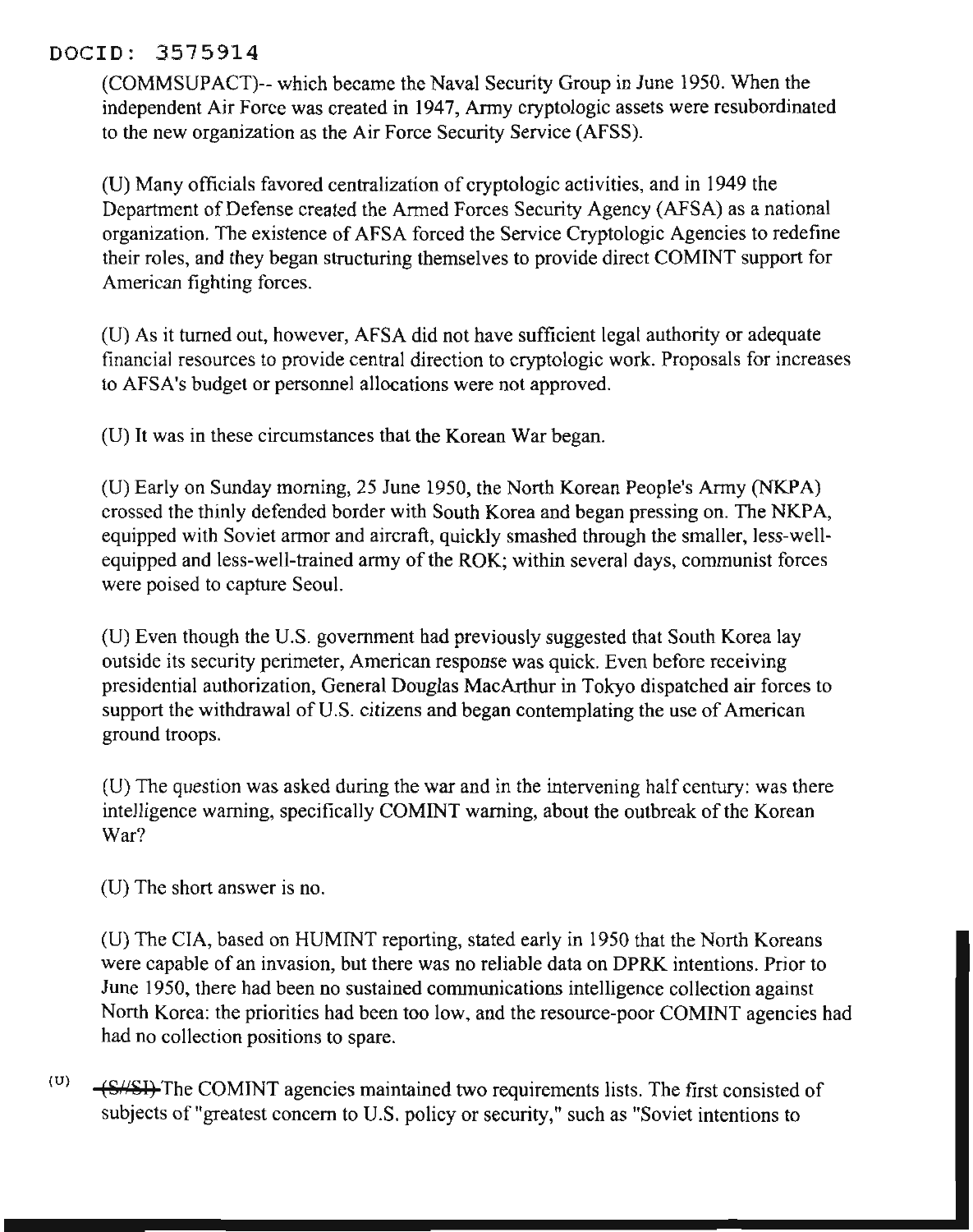(COMMSUPACT)-- which became the Naval Security Group in June 1950. When the independent Air Force was created in 1947, Army cryptologic assets were resubordinated to the new organization as the Air Force Security Service (AFSS).

(U) Many officials favored centralization of cryptologic activities, and in 1949 the Department of Defense created the Armed Forces Security Agency (AFSA) as a national organization. The existence of AFSA forced the Service Cryptologic Agencies to redefine their roles, and they began structuring themselves to provide direct COMINT support for American fighting forces.

(U) As it turned out, however, AFSA did not have sufficient legal authority or adequate financial resources to provide central direction to cryptologic work. Proposals for increases to AFSA's budget or personnel allocations were not approved.

(U) It was in these circumstances that the Korean War began.

(U) Early on Sunday morning, 25 June 1950, the North Korean People's Army (NKPA) crossed the thinly defended border with South Korea and began pressing on. The NKPA, equipped with Soviet armor and aircraft, quickly smashed through the smaller, less-well-equipped and less-well-trained army of the ROK; within several days, communist forces were poised to capture Seoul.

(U) Even though the U.S. government had previously suggested that South Korea lay outside its security perimeter, American response was quick. Even before receiving presidential authorization, General Douglas MacArthur in Tokyo dispatched air forces to support the withdrawal of U.S. citizens and began contemplating the use of American ground troops.

(U) The question was asked during the war and in the intervening half century: was there intelligence warning, specifically COMINT warning, about the outbreak of the Korean War?

(U) The short answer is no.

(U) The CIA, based on HUMINT reporting, stated early in 1950 that the North Koreans were capable of an invasion, but there was no reliable data on DPRK intentions. Prior to June 1950, there had been no sustained communications intelligence collection against North Korea: the priorities had been too low, and the resource-poor COMINT agencies had had no collection positions to spare.

(U) ~~(S//SI)~~ The COMINT agencies maintained two requirements lists. The first consisted of subjects of "greatest concern to U.S. policy or security," such as "Soviet intentions to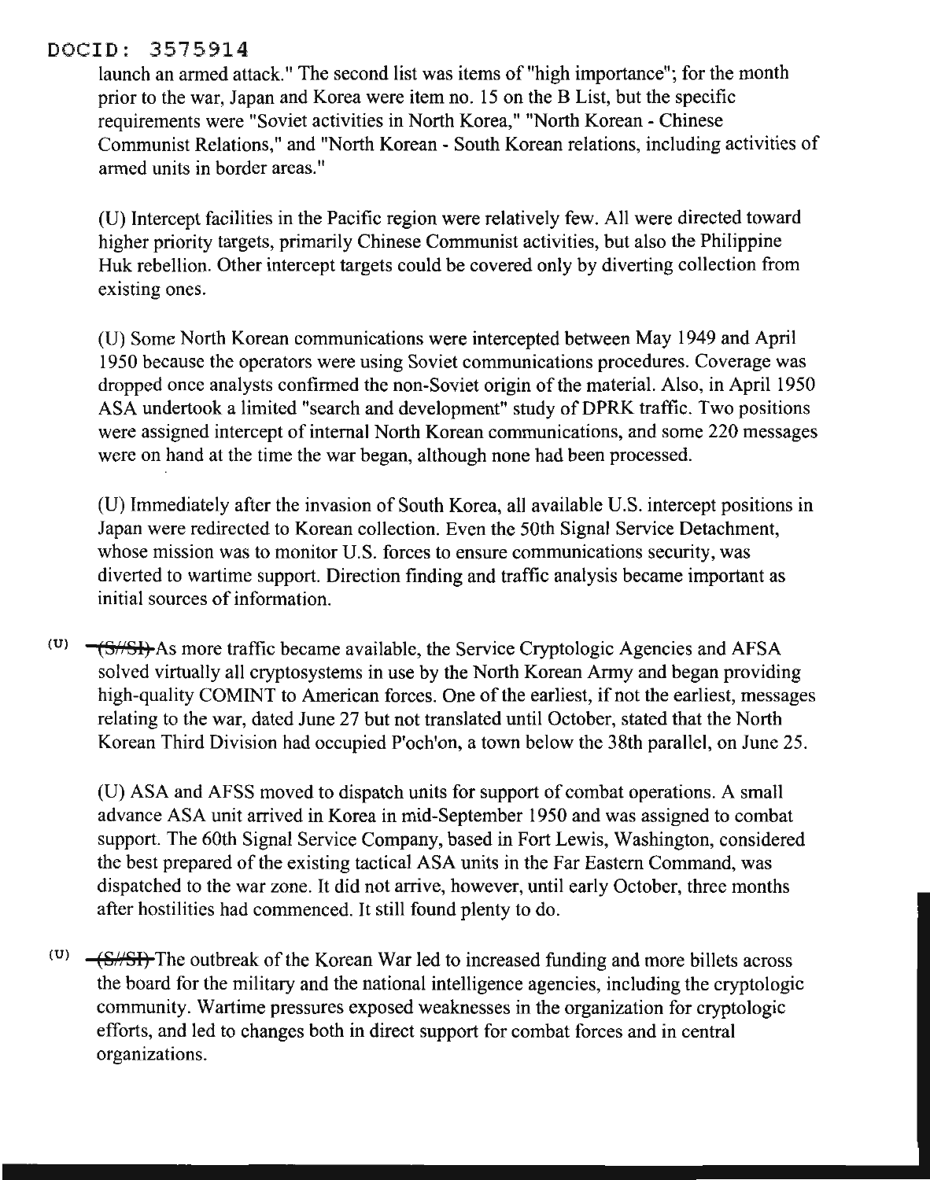launch an armed attack." The second list was items of "high importance"; for the month prior to the war, Japan and Korea were item no. 15 on the B List, but the specific requirements were "Soviet activities in North Korea," "North Korean - Chinese Communist Relations," and "North Korean - South Korean relations, including activities of armed units in border areas."

(U) Intercept facilities in the Pacific region were relatively few. All were directed toward higher priority targets, primarily Chinese Communist activities, but also the Philippine Huk rebellion. Other intercept targets could be covered only by diverting collection from existing ones.

(U) Some North Korean communications were intercepted between May 1949 and April 1950 because the operators were using Soviet communications procedures. Coverage was dropped once analysts confirmed the non-Soviet origin of the material. Also, in April 1950 ASA undertook a limited "search and development" study of DPRK traffic. Two positions were assigned intercept of internal North Korean communications, and some 220 messages were on hand at the time the war began, although none had been processed.

(U) Immediately after the invasion of South Korea, all available U.S. intercept positions in Japan were redirected to Korean collection. Even the 50th Signal Service Detachment, whose mission was to monitor U.S. forces to ensure communications security, was diverted to wartime support. Direction finding and traffic analysis became important as initial sources of information.

(U) ~~(S//SI)~~ As more traffic became available, the Service Cryptologic Agencies and AFSA solved virtually all cryptosystems in use by the North Korean Army and began providing high-quality COMINT to American forces. One of the earliest, if not the earliest, messages relating to the war, dated June 27 but not translated until October, stated that the North Korean Third Division had occupied P'och'on, a town below the 38th parallel, on June 25.

(U) ASA and AFSS moved to dispatch units for support of combat operations. A small advance ASA unit arrived in Korea in mid-September 1950 and was assigned to combat support. The 60th Signal Service Company, based in Fort Lewis, Washington, considered the best prepared of the existing tactical ASA units in the Far Eastern Command, was dispatched to the war zone. It did not arrive, however, until early October, three months after hostilities had commenced. It still found plenty to do.

(U) ~~(S//SI)~~ The outbreak of the Korean War led to increased funding and more billets across the board for the military and the national intelligence agencies, including the cryptologic community. Wartime pressures exposed weaknesses in the organization for cryptologic efforts, and led to changes both in direct support for combat forces and in central organizations.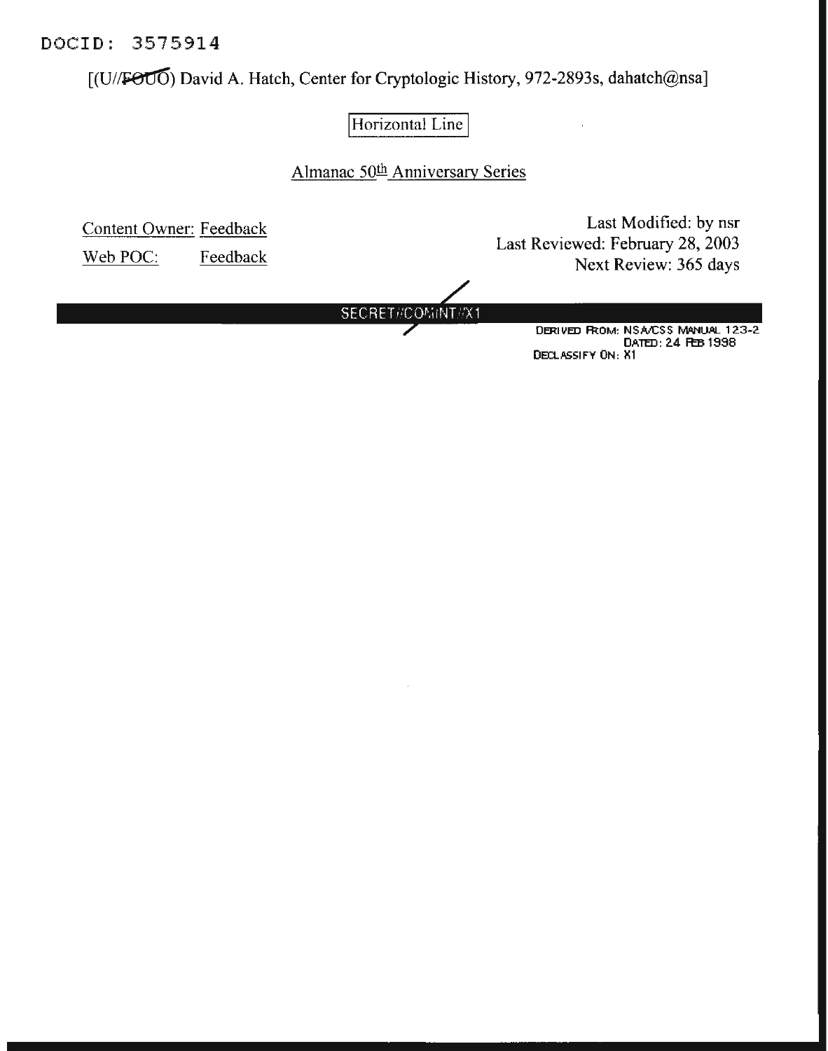DOCID: 3575914

[(U//FOUO) David A. Hatch, Center for Cryptologic History, 972-2893s, dahatch@nsa]

Horizontal Line

Almanac 50th Anniversary Series

Content Owner: Feedback

Web POC: Feedback

Last Modified: by nsr

Last Reviewed: February 28, 2003

Next Review: 365 days

SECRET//COMINT//X1

DERIVED FROM: NSA/CSS MANUAL 123-2
DATED: 24 FEB 1998
DECLASSIFY ON: X1